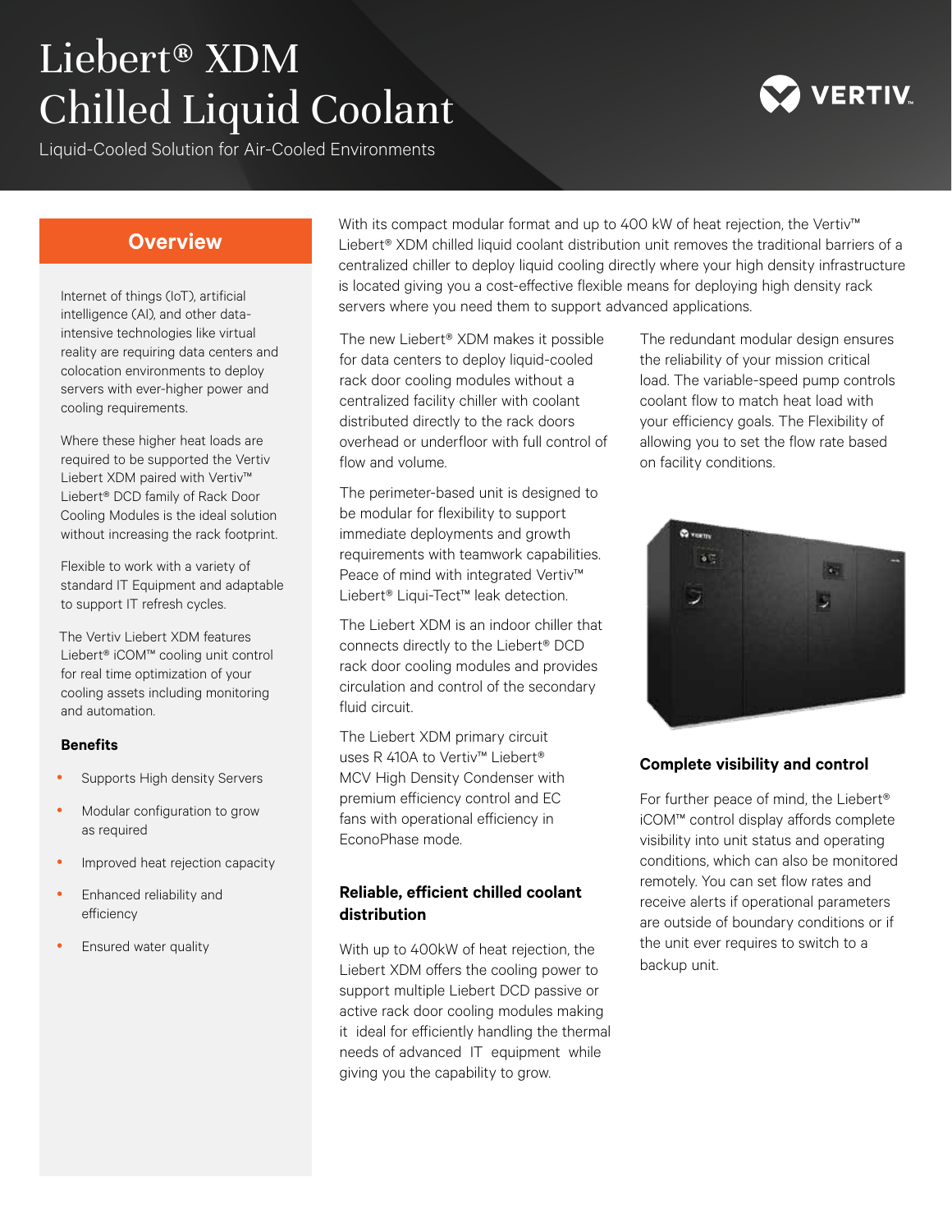# Liebert® XDM Chilled Liquid Coolant

Liquid-Cooled Solution for Air-Cooled Environments

## Overview

Internet of things (IoT), artificial intelligence (AI), and other data-intensive technologies like virtual reality are requiring data centers and colocation environments to deploy servers with ever-higher power and cooling requirements.

Where these higher heat loads are required to be supported the Vertiv Liebert XDM paired with Vertiv™ Liebert® DCD family of Rack Door Cooling Modules is the ideal solution without increasing the rack footprint.

Flexible to work with a variety of standard IT Equipment and adaptable to support IT refresh cycles.

The Vertiv Liebert XDM features Liebert® iCOM™ cooling unit control for real time optimization of your cooling assets including monitoring and automation.

**Benefits**

- Supports High density Servers
- Modular configuration to grow as required
- Improved heat rejection capacity
- Enhanced reliability and efficiency
- Ensured water quality

With its compact modular format and up to 400 kW of heat rejection, the Vertiv™ Liebert® XDM chilled liquid coolant distribution unit removes the traditional barriers of a centralized chiller to deploy liquid cooling directly where your high density infrastructure is located giving you a cost-effective flexible means for deploying high density rack servers where you need them to support advanced applications.

The new Liebert® XDM makes it possible for data centers to deploy liquid-cooled rack door cooling modules without a centralized facility chiller with coolant distributed directly to the rack doors overhead or underfloor with full control of flow and volume.

The perimeter-based unit is designed to be modular for flexibility to support immediate deployments and growth requirements with teamwork capabilities. Peace of mind with integrated Vertiv™ Liebert® Liqui-Tect™ leak detection.

The Liebert XDM is an indoor chiller that connects directly to the Liebert® DCD rack door cooling modules and provides circulation and control of the secondary fluid circuit.

The Liebert XDM primary circuit uses R 410A to Vertiv™ Liebert® MCV High Density Condenser with premium efficiency control and EC fans with operational efficiency in EconoPhase mode.

### Reliable, efficient chilled coolant distribution

With up to 400kW of heat rejection, the Liebert XDM offers the cooling power to support multiple Liebert DCD passive or active rack door cooling modules making it ideal for efficiently handling the thermal needs of advanced IT equipment while giving you the capability to grow.

The redundant modular design ensures the reliability of your mission critical load. The variable-speed pump controls coolant flow to match heat load with your efficiency goals. The Flexibility of allowing you to set the flow rate based on facility conditions.

### Complete visibility and control

For further peace of mind, the Liebert® iCOM™ control display affords complete visibility into unit status and operating conditions, which can also be monitored remotely. You can set flow rates and receive alerts if operational parameters are outside of boundary conditions or if the unit ever requires to switch to a backup unit.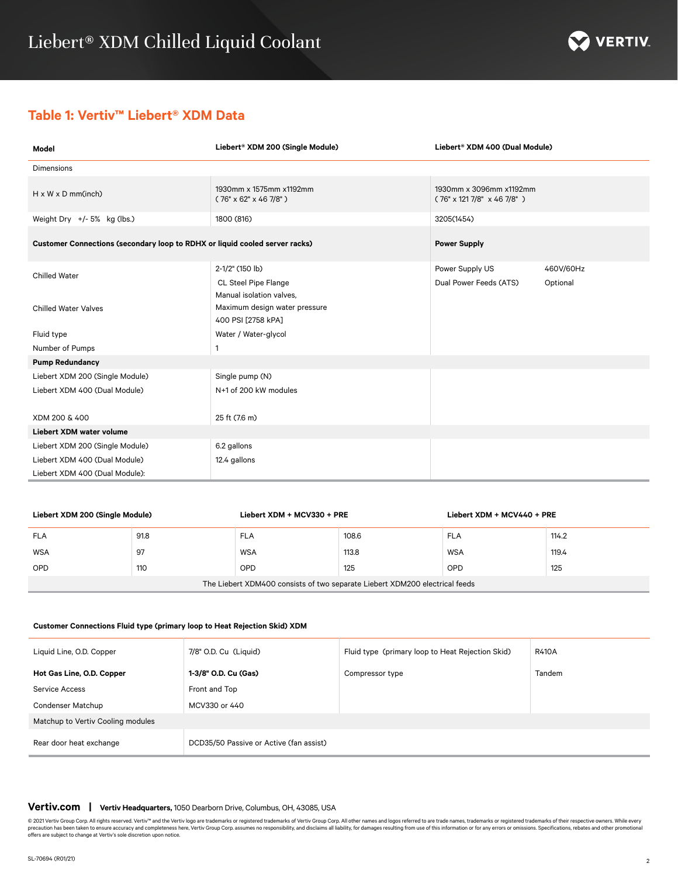## Table 1: Vertiv™ Liebert® XDM Data

| Model | Liebert® XDM 200 (Single Module) | Liebert® XDM 400 (Dual Module) | |
|---|---|---|---|
| Dimensions | | | |
| H x W x D mm(inch) | 1930mm x 1575mm x1192mm ( 76" x 62" x 46 7/8" ) | 1930mm x 3096mm x1192mm ( 76" x 121 7/8" x 46 7/8" ) | |
| Weight Dry +/- 5% kg (lbs.) | 1800 (816) | 3205(1454) | |
| **Customer Connections (secondary loop to RDHX or liquid cooled server racks)** | | **Power Supply** | |
| Chilled Water | 2-1/2" (150 lb) CL Steel Pipe Flange | Power Supply US | 460V/60Hz |
| | | Dual Power Feeds (ATS) | Optional |
| Chilled Water Valves | Manual isolation valves, Maximum design water pressure 400 PSI [2758 kPA] | | |
| Fluid type | Water / Water-glycol | | |
| Number of Pumps | 1 | | |
| **Pump Redundancy** | | | |
| Liebert XDM 200 (Single Module) | Single pump (N) | | |
| Liebert XDM 400 (Dual Module) | N+1 of 200 kW modules | | |
| XDM 200 & 400 | 25 ft (7.6 m) | | |
| **Liebert XDM water volume** | | | |
| Liebert XDM 200 (Single Module) | 6.2 gallons | | |
| Liebert XDM 400 (Dual Module) | 12.4 gallons | | |
| Liebert XDM 400 (Dual Module): | | | |

| Liebert XDM 200 (Single Module) | | Liebert XDM + MCV330 + PRE | | Liebert XDM + MCV440 + PRE | |
|---|---|---|---|---|---|
| FLA | 91.8 | FLA | 108.6 | FLA | 114.2 |
| WSA | 97 | WSA | 113.8 | WSA | 119.4 |
| OPD | 110 | OPD | 125 | OPD | 125 |

The Liebert XDM400 consists of two separate Liebert XDM200 electrical feeds

**Customer Connections Fluid type (primary loop to Heat Rejection Skid) XDM**

| | | | |
|---|---|---|---|
| Liquid Line, O.D. Copper | 7/8" O.D. Cu (Liquid) | Fluid type (primary loop to Heat Rejection Skid) | R410A |
| **Hot Gas Line, O.D. Copper** | **1-3/8" O.D. Cu (Gas)** | Compressor type | Tandem |
| Service Access | Front and Top | | |
| Condenser Matchup | MCV330 or 440 | | |
| Matchup to Vertiv Cooling modules | | | |
| Rear door heat exchange | DCD35/50 Passive or Active (fan assist) | | |

**Vertiv.com** | **Vertiv Headquarters,** 1050 Dearborn Drive, Columbus, OH, 43085, USA

© 2021 Vertiv Group Corp. All rights reserved. Vertiv™ and the Vertiv logo are trademarks or registered trademarks of Vertiv Group Corp. All other names and logos referred to are trade names, trademarks or registered trademarks of their respective owners. While every precaution has been taken to ensure accuracy and completeness here, Vertiv Group Corp. assumes no responsibility, and disclaims all liability, for damages resulting from use of this information or for any errors or omissions. Specifications, rebates and other promotional offers are subject to change at Vertiv's sole discretion upon notice.

SL-70694 (R01/21)